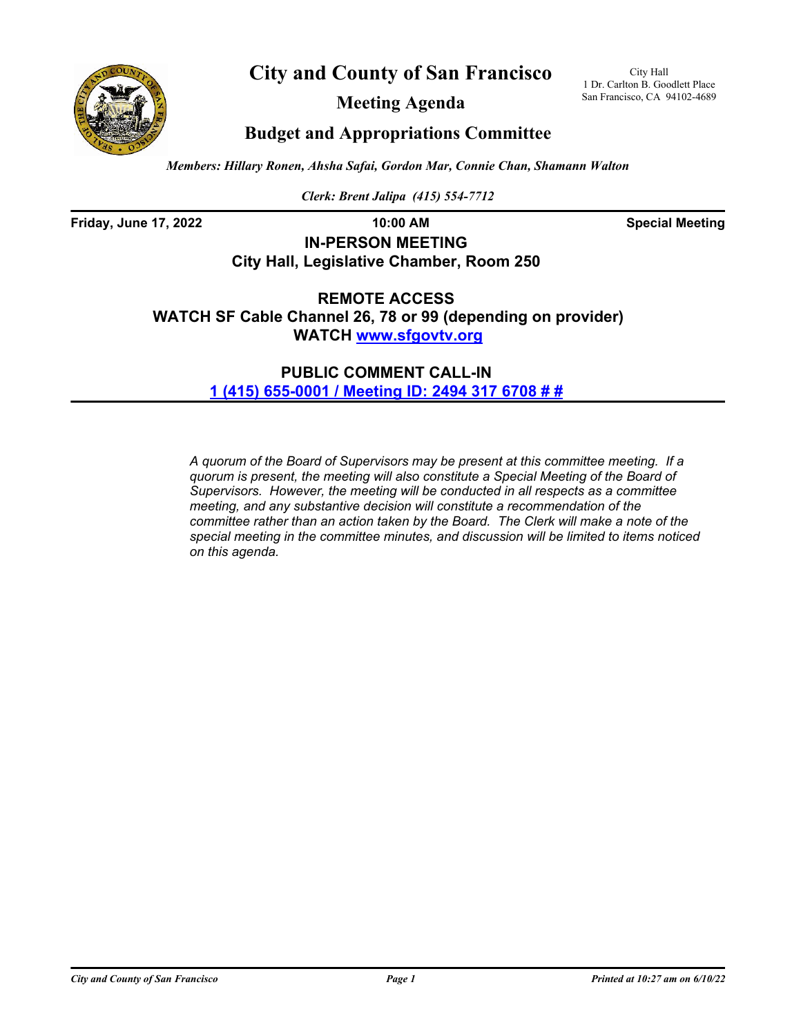# City and County of San Francisco

City Hall
1 Dr. Carlton B. Goodlett Place
San Francisco, CA 94102-4689

## Meeting Agenda

## Budget and Appropriations Committee

*Members: Hillary Ronen, Ahsha Safai, Gordon Mar, Connie Chan, Shamann Walton*

*Clerk: Brent Jalipa (415) 554-7712*

**Friday, June 17, 2022** **10:00 AM** **Special Meeting**

**IN-PERSON MEETING**
**City Hall, Legislative Chamber, Room 250**

**REMOTE ACCESS**
**WATCH SF Cable Channel 26, 78 or 99 (depending on provider)**
**WATCH [www.sfgovtv.org](www.sfgovtv.org)**

**PUBLIC COMMENT CALL-IN**
**1 (415) 655-0001 / Meeting ID: 2494 317 6708 # #**

*A quorum of the Board of Supervisors may be present at this committee meeting. If a quorum is present, the meeting will also constitute a Special Meeting of the Board of Supervisors. However, the meeting will be conducted in all respects as a committee meeting, and any substantive decision will constitute a recommendation of the committee rather than an action taken by the Board. The Clerk will make a note of the special meeting in the committee minutes, and discussion will be limited to items noticed on this agenda.*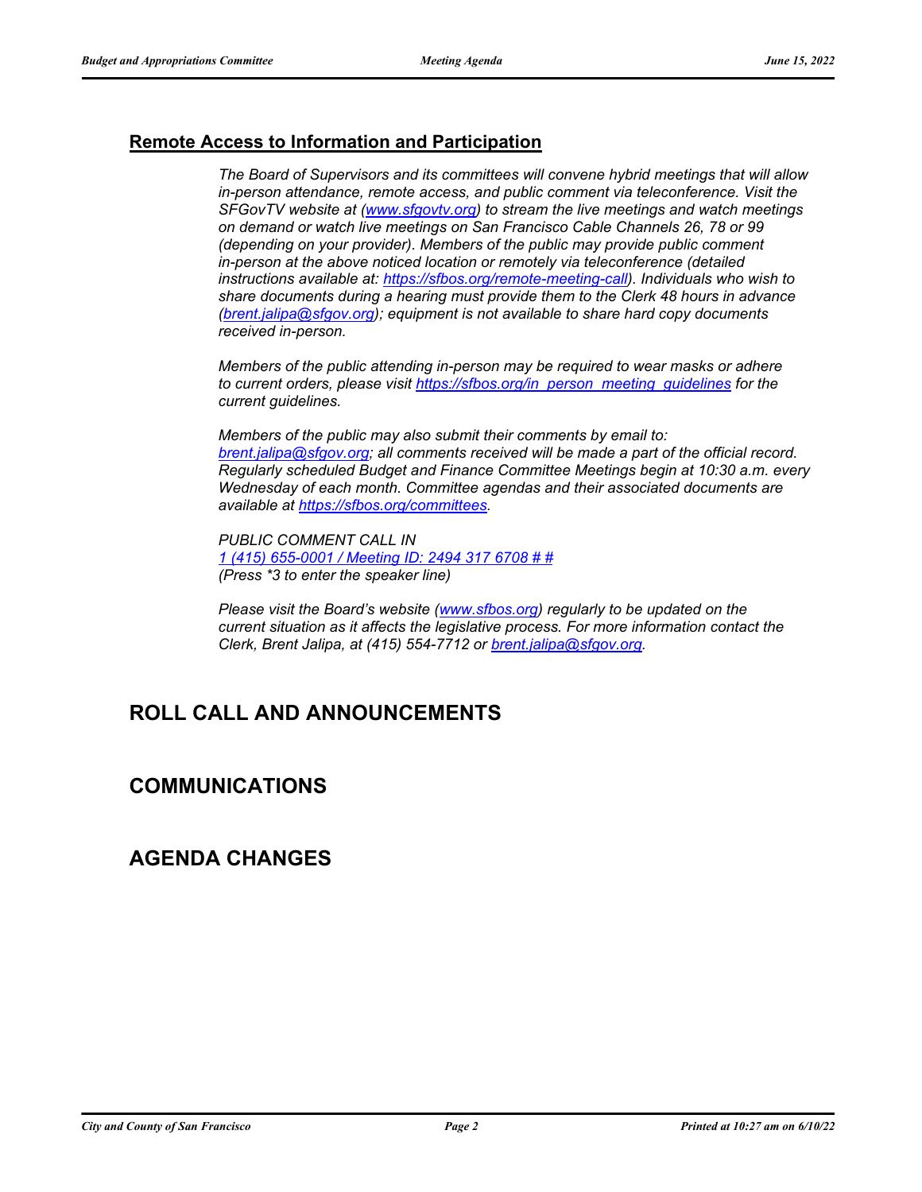## Remote Access to Information and Participation

*The Board of Supervisors and its committees will convene hybrid meetings that will allow in-person attendance, remote access, and public comment via teleconference. Visit the SFGovTV website at ([www.sfgovtv.org](http://www.sfgovtv.org)) to stream the live meetings and watch meetings on demand or watch live meetings on San Francisco Cable Channels 26, 78 or 99 (depending on your provider). Members of the public may provide public comment in-person at the above noticed location or remotely via teleconference (detailed instructions available at: [https://sfbos.org/remote-meeting-call](https://sfbos.org/remote-meeting-call)). Individuals who wish to share documents during a hearing must provide them to the Clerk 48 hours in advance ([brent.jalipa@sfgov.org](mailto:brent.jalipa@sfgov.org)); equipment is not available to share hard copy documents received in-person.*

*Members of the public attending in-person may be required to wear masks or adhere to current orders, please visit [https://sfbos.org/in_person_meeting_guidelines](https://sfbos.org/in_person_meeting_guidelines) for the current guidelines.*

*Members of the public may also submit their comments by email to: [brent.jalipa@sfgov.org](mailto:brent.jalipa@sfgov.org); all comments received will be made a part of the official record. Regularly scheduled Budget and Finance Committee Meetings begin at 10:30 a.m. every Wednesday of each month. Committee agendas and their associated documents are available at [https://sfbos.org/committees](https://sfbos.org/committees).*

*PUBLIC COMMENT CALL IN*
*1 (415) 655-0001 / Meeting ID: 2494 317 6708 # #*
*(Press *3 to enter the speaker line)*

*Please visit the Board's website ([www.sfbos.org](http://www.sfbos.org)) regularly to be updated on the current situation as it affects the legislative process. For more information contact the Clerk, Brent Jalipa, at (415) 554-7712 or [brent.jalipa@sfgov.org](mailto:brent.jalipa@sfgov.org).*

# ROLL CALL AND ANNOUNCEMENTS

# COMMUNICATIONS

# AGENDA CHANGES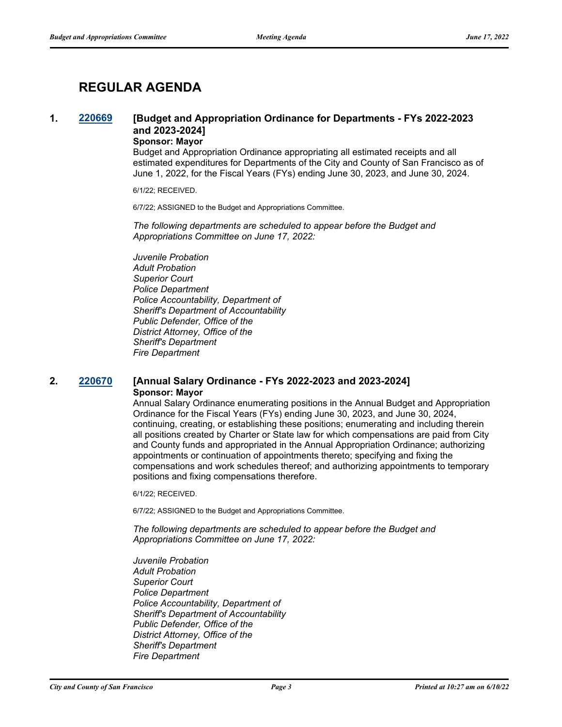# REGULAR AGENDA

**1. [220669](#) [Budget and Appropriation Ordinance for Departments - FYs 2022-2023 and 2023-2024]**

**Sponsor: Mayor**

Budget and Appropriation Ordinance appropriating all estimated receipts and all estimated expenditures for Departments of the City and County of San Francisco as of June 1, 2022, for the Fiscal Years (FYs) ending June 30, 2023, and June 30, 2024.

6/1/22; RECEIVED.

6/7/22; ASSIGNED to the Budget and Appropriations Committee.

*The following departments are scheduled to appear before the Budget and Appropriations Committee on June 17, 2022:*

*Juvenile Probation*
*Adult Probation*
*Superior Court*
*Police Department*
*Police Accountability, Department of*
*Sheriff's Department of Accountability*
*Public Defender, Office of the*
*District Attorney, Office of the*
*Sheriff's Department*
*Fire Department*

**2. [220670](#) [Annual Salary Ordinance - FYs 2022-2023 and 2023-2024]**

**Sponsor: Mayor**

Annual Salary Ordinance enumerating positions in the Annual Budget and Appropriation Ordinance for the Fiscal Years (FYs) ending June 30, 2023, and June 30, 2024, continuing, creating, or establishing these positions; enumerating and including therein all positions created by Charter or State law for which compensations are paid from City and County funds and appropriated in the Annual Appropriation Ordinance; authorizing appointments or continuation of appointments thereto; specifying and fixing the compensations and work schedules thereof; and authorizing appointments to temporary positions and fixing compensations therefore.

6/1/22; RECEIVED.

6/7/22; ASSIGNED to the Budget and Appropriations Committee.

*The following departments are scheduled to appear before the Budget and Appropriations Committee on June 17, 2022:*

*Juvenile Probation*
*Adult Probation*
*Superior Court*
*Police Department*
*Police Accountability, Department of*
*Sheriff's Department of Accountability*
*Public Defender, Office of the*
*District Attorney, Office of the*
*Sheriff's Department*
*Fire Department*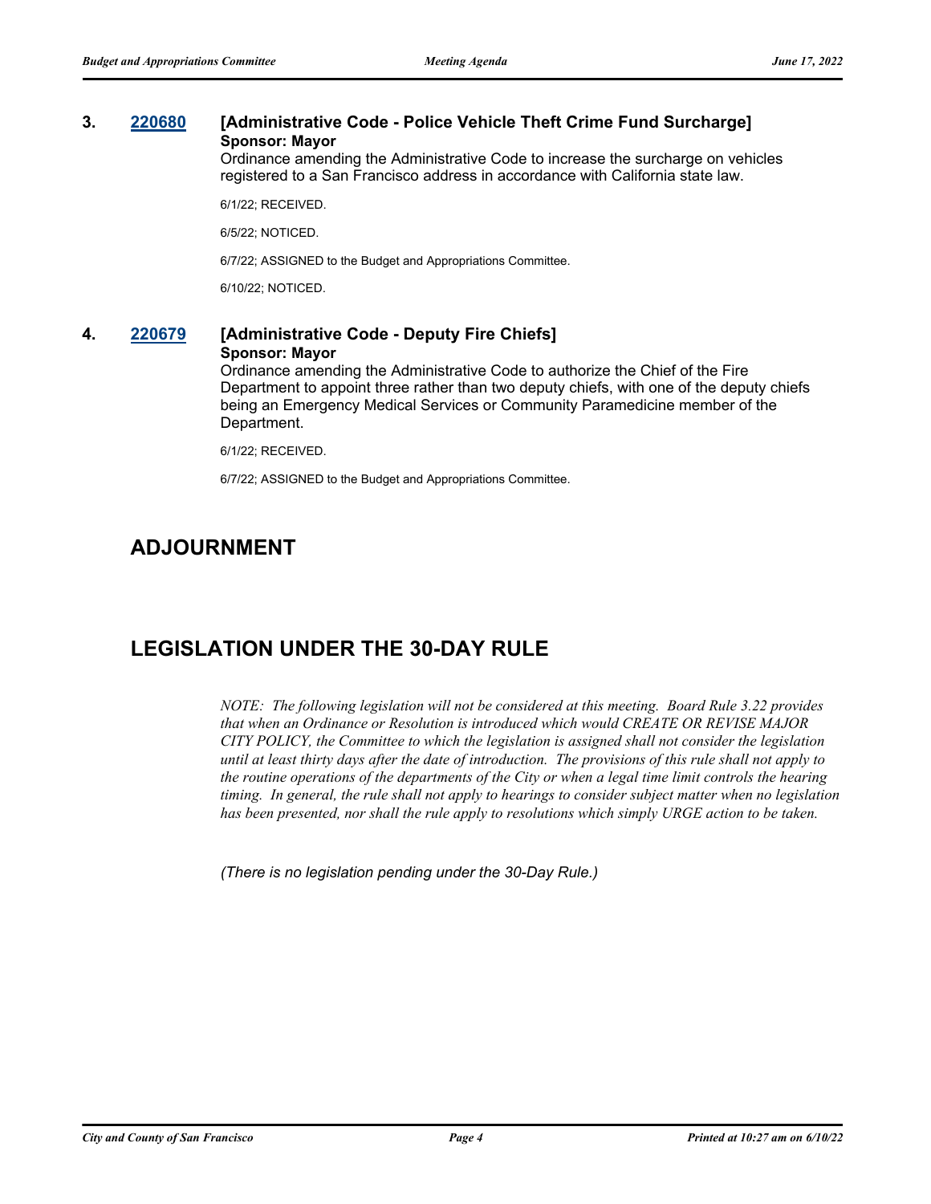**3. [220680](#) [Administrative Code - Police Vehicle Theft Crime Fund Surcharge]**
**Sponsor: Mayor**

Ordinance amending the Administrative Code to increase the surcharge on vehicles registered to a San Francisco address in accordance with California state law.

6/1/22; RECEIVED.

6/5/22; NOTICED.

6/7/22; ASSIGNED to the Budget and Appropriations Committee.

6/10/22; NOTICED.

**4. [220679](#) [Administrative Code - Deputy Fire Chiefs]**
**Sponsor: Mayor**

Ordinance amending the Administrative Code to authorize the Chief of the Fire Department to appoint three rather than two deputy chiefs, with one of the deputy chiefs being an Emergency Medical Services or Community Paramedicine member of the Department.

6/1/22; RECEIVED.

6/7/22; ASSIGNED to the Budget and Appropriations Committee.

## ADJOURNMENT

## LEGISLATION UNDER THE 30-DAY RULE

*NOTE: The following legislation will not be considered at this meeting. Board Rule 3.22 provides that when an Ordinance or Resolution is introduced which would CREATE OR REVISE MAJOR CITY POLICY, the Committee to which the legislation is assigned shall not consider the legislation until at least thirty days after the date of introduction. The provisions of this rule shall not apply to the routine operations of the departments of the City or when a legal time limit controls the hearing timing. In general, the rule shall not apply to hearings to consider subject matter when no legislation has been presented, nor shall the rule apply to resolutions which simply URGE action to be taken.*

*(There is no legislation pending under the 30-Day Rule.)*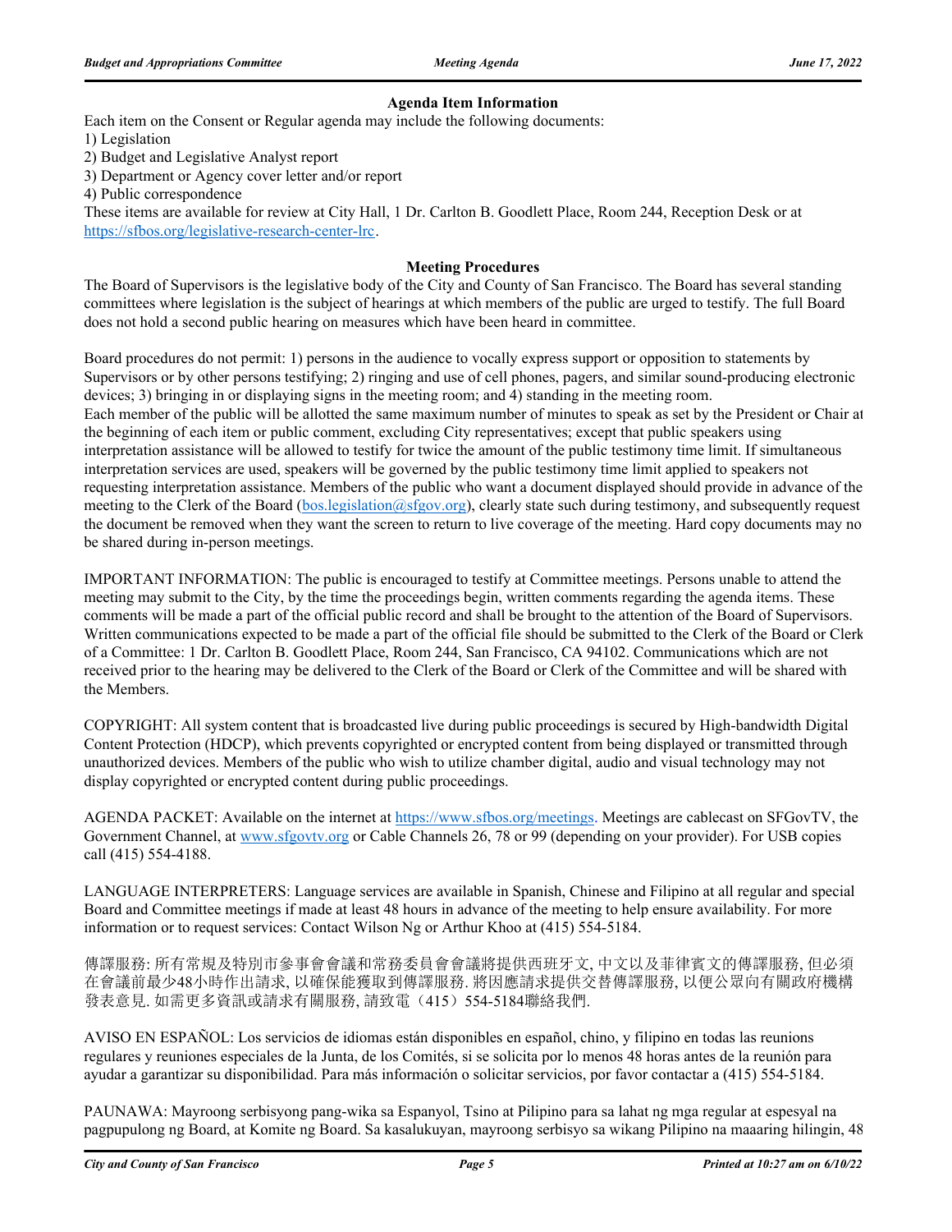### Agenda Item Information

Each item on the Consent or Regular agenda may include the following documents:

1) Legislation
2) Budget and Legislative Analyst report
3) Department or Agency cover letter and/or report
4) Public correspondence

These items are available for review at City Hall, 1 Dr. Carlton B. Goodlett Place, Room 244, Reception Desk or at https://sfbos.org/legislative-research-center-lrc.

### Meeting Procedures

The Board of Supervisors is the legislative body of the City and County of San Francisco. The Board has several standing committees where legislation is the subject of hearings at which members of the public are urged to testify. The full Board does not hold a second public hearing on measures which have been heard in committee.

Board procedures do not permit: 1) persons in the audience to vocally express support or opposition to statements by Supervisors or by other persons testifying; 2) ringing and use of cell phones, pagers, and similar sound-producing electronic devices; 3) bringing in or displaying signs in the meeting room; and 4) standing in the meeting room.
Each member of the public will be allotted the same maximum number of minutes to speak as set by the President or Chair at the beginning of each item or public comment, excluding City representatives; except that public speakers using interpretation assistance will be allowed to testify for twice the amount of the public testimony time limit. If simultaneous interpretation services are used, speakers will be governed by the public testimony time limit applied to speakers not requesting interpretation assistance. Members of the public who want a document displayed should provide in advance of the meeting to the Clerk of the Board (bos.legislation@sfgov.org), clearly state such during testimony, and subsequently request the document be removed when they want the screen to return to live coverage of the meeting. Hard copy documents may no be shared during in-person meetings.

IMPORTANT INFORMATION: The public is encouraged to testify at Committee meetings. Persons unable to attend the meeting may submit to the City, by the time the proceedings begin, written comments regarding the agenda items. These comments will be made a part of the official public record and shall be brought to the attention of the Board of Supervisors. Written communications expected to be made a part of the official file should be submitted to the Clerk of the Board or Clerk of a Committee: 1 Dr. Carlton B. Goodlett Place, Room 244, San Francisco, CA 94102. Communications which are not received prior to the hearing may be delivered to the Clerk of the Board or Clerk of the Committee and will be shared with the Members.

COPYRIGHT: All system content that is broadcasted live during public proceedings is secured by High-bandwidth Digital Content Protection (HDCP), which prevents copyrighted or encrypted content from being displayed or transmitted through unauthorized devices. Members of the public who wish to utilize chamber digital, audio and visual technology may not display copyrighted or encrypted content during public proceedings.

AGENDA PACKET: Available on the internet at https://www.sfbos.org/meetings. Meetings are cablecast on SFGovTV, the Government Channel, at www.sfgovtv.org or Cable Channels 26, 78 or 99 (depending on your provider). For USB copies call (415) 554-4188.

LANGUAGE INTERPRETERS: Language services are available in Spanish, Chinese and Filipino at all regular and special Board and Committee meetings if made at least 48 hours in advance of the meeting to help ensure availability. For more information or to request services: Contact Wilson Ng or Arthur Khoo at (415) 554-5184.

傳譯服務: 所有常規及特別市參事會會議和常務委員會會議將提供西班牙文, 中文以及菲律賓文的傳譯服務, 但必須在會議前最少48小時作出請求, 以確保能獲取到傳譯服務. 將因應請求提供交替傳譯服務, 以便公眾向有關政府機構發表意見. 如需更多資訊或請求有關服務, 請致電（415）554-5184聯絡我們.

AVISO EN ESPAÑOL: Los servicios de idiomas están disponibles en español, chino, y filipino en todas las reunions regulares y reuniones especiales de la Junta, de los Comités, si se solicita por lo menos 48 horas antes de la reunión para ayudar a garantizar su disponibilidad. Para más información o solicitar servicios, por favor contactar a (415) 554-5184.

PAUNAWA: Mayroong serbisyong pang-wika sa Espanyol, Tsino at Pilipino para sa lahat ng mga regular at espesyal na pagpupulong ng Board, at Komite ng Board. Sa kasalukuyan, mayroong serbisyo sa wikang Pilipino na maaaring hilingin, 48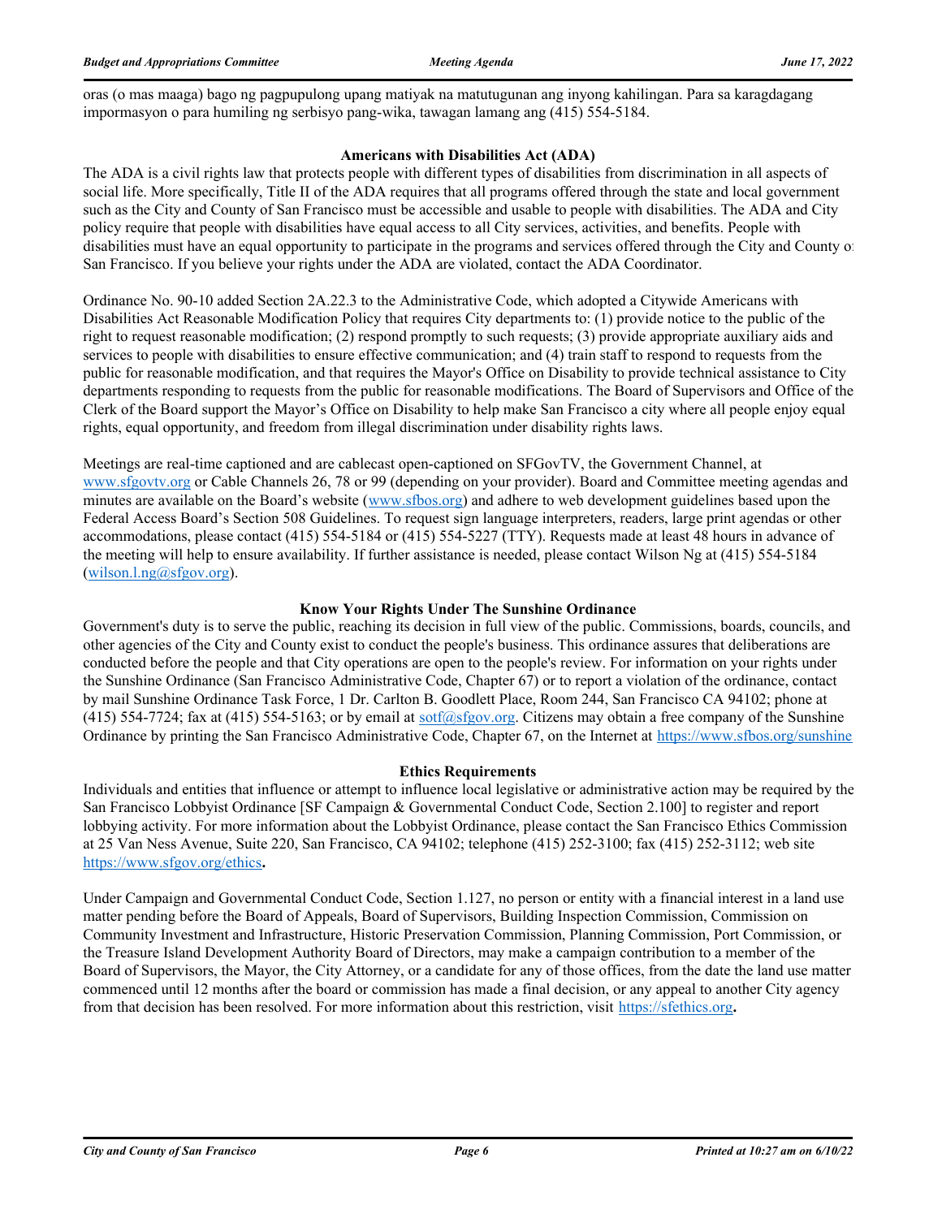oras (o mas maaga) bago ng pagpupulong upang matiyak na matutugunan ang inyong kahilingan. Para sa karagdagang impormasyon o para humiling ng serbisyo pang-wika, tawagan lamang ang (415) 554-5184.

### Americans with Disabilities Act (ADA)

The ADA is a civil rights law that protects people with different types of disabilities from discrimination in all aspects of social life. More specifically, Title II of the ADA requires that all programs offered through the state and local government such as the City and County of San Francisco must be accessible and usable to people with disabilities. The ADA and City policy require that people with disabilities have equal access to all City services, activities, and benefits. People with disabilities must have an equal opportunity to participate in the programs and services offered through the City and County of San Francisco. If you believe your rights under the ADA are violated, contact the ADA Coordinator.

Ordinance No. 90-10 added Section 2A.22.3 to the Administrative Code, which adopted a Citywide Americans with Disabilities Act Reasonable Modification Policy that requires City departments to: (1) provide notice to the public of the right to request reasonable modification; (2) respond promptly to such requests; (3) provide appropriate auxiliary aids and services to people with disabilities to ensure effective communication; and (4) train staff to respond to requests from the public for reasonable modification, and that requires the Mayor's Office on Disability to provide technical assistance to City departments responding to requests from the public for reasonable modifications. The Board of Supervisors and Office of the Clerk of the Board support the Mayor's Office on Disability to help make San Francisco a city where all people enjoy equal rights, equal opportunity, and freedom from illegal discrimination under disability rights laws.

Meetings are real-time captioned and are cablecast open-captioned on SFGovTV, the Government Channel, at www.sfgovtv.org or Cable Channels 26, 78 or 99 (depending on your provider). Board and Committee meeting agendas and minutes are available on the Board's website (www.sfbos.org) and adhere to web development guidelines based upon the Federal Access Board's Section 508 Guidelines. To request sign language interpreters, readers, large print agendas or other accommodations, please contact (415) 554-5184 or (415) 554-5227 (TTY). Requests made at least 48 hours in advance of the meeting will help to ensure availability. If further assistance is needed, please contact Wilson Ng at (415) 554-5184 (wilson.l.ng@sfgov.org).

### Know Your Rights Under The Sunshine Ordinance

Government's duty is to serve the public, reaching its decision in full view of the public. Commissions, boards, councils, and other agencies of the City and County exist to conduct the people's business. This ordinance assures that deliberations are conducted before the people and that City operations are open to the people's review. For information on your rights under the Sunshine Ordinance (San Francisco Administrative Code, Chapter 67) or to report a violation of the ordinance, contact by mail Sunshine Ordinance Task Force, 1 Dr. Carlton B. Goodlett Place, Room 244, San Francisco CA 94102; phone at (415) 554-7724; fax at (415) 554-5163; or by email at sotf@sfgov.org. Citizens may obtain a free company of the Sunshine Ordinance by printing the San Francisco Administrative Code, Chapter 67, on the Internet at https://www.sfbos.org/sunshine

### Ethics Requirements

Individuals and entities that influence or attempt to influence local legislative or administrative action may be required by the San Francisco Lobbyist Ordinance [SF Campaign & Governmental Conduct Code, Section 2.100] to register and report lobbying activity. For more information about the Lobbyist Ordinance, please contact the San Francisco Ethics Commission at 25 Van Ness Avenue, Suite 220, San Francisco, CA 94102; telephone (415) 252-3100; fax (415) 252-3112; web site https://www.sfgov.org/ethics**.**

Under Campaign and Governmental Conduct Code, Section 1.127, no person or entity with a financial interest in a land use matter pending before the Board of Appeals, Board of Supervisors, Building Inspection Commission, Commission on Community Investment and Infrastructure, Historic Preservation Commission, Planning Commission, Port Commission, or the Treasure Island Development Authority Board of Directors, may make a campaign contribution to a member of the Board of Supervisors, the Mayor, the City Attorney, or a candidate for any of those offices, from the date the land use matter commenced until 12 months after the board or commission has made a final decision, or any appeal to another City agency from that decision has been resolved. For more information about this restriction, visit https://sfethics.org**.**